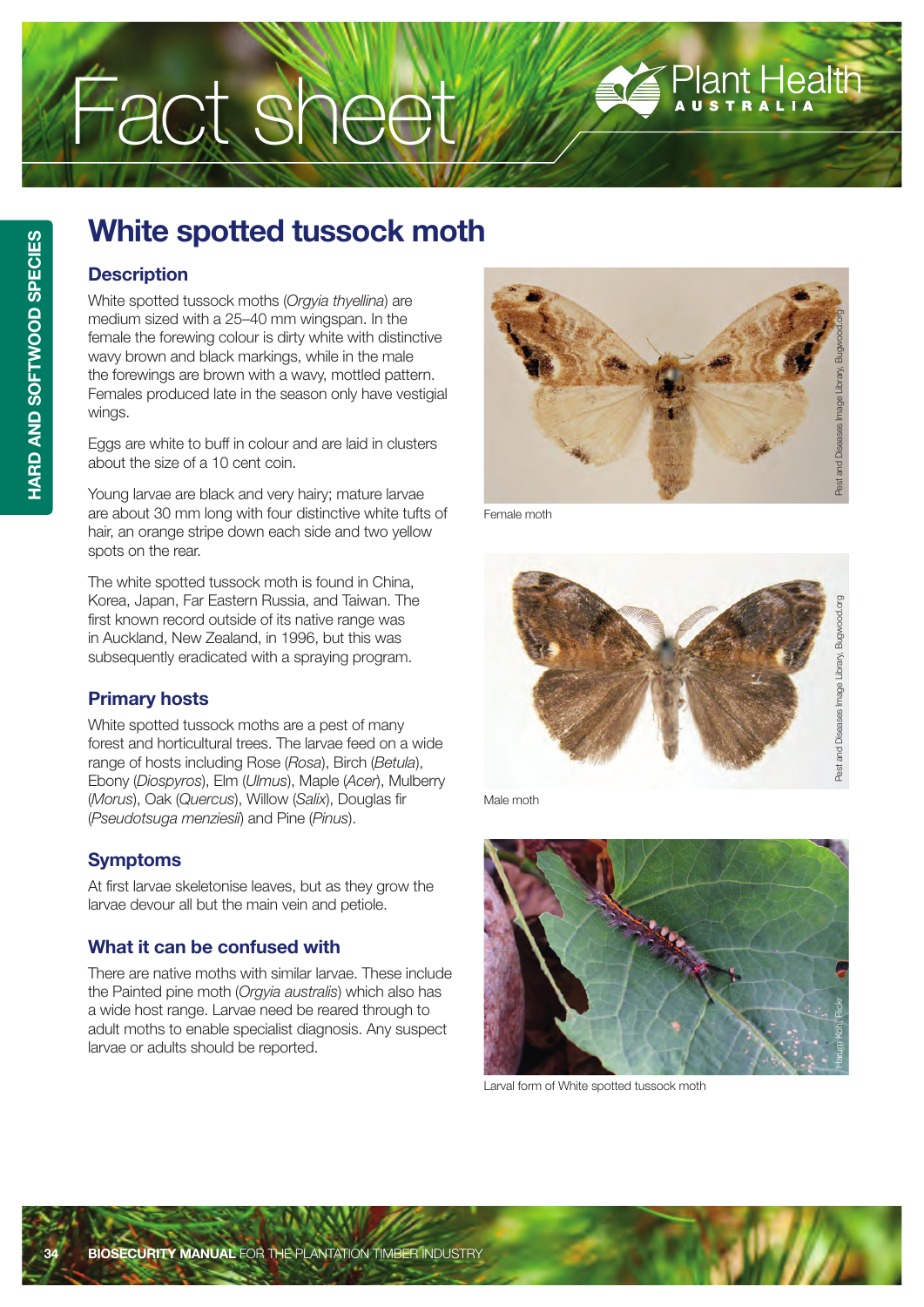# White spotted tussock moth

## Description

White spotted tussock moths (*Orgyia thyellina*) are medium sized with a 25–40 mm wingspan. In the female the forewing colour is dirty white with distinctive wavy brown and black markings, while in the male the forewings are brown with a wavy, mottled pattern. Females produced late in the season only have vestigial wings.

Eggs are white to buff in colour and are laid in clusters about the size of a 10 cent coin.

Young larvae are black and very hairy; mature larvae are about 30 mm long with four distinctive white tufts of hair, an orange stripe down each side and two yellow spots on the rear.

The white spotted tussock moth is found in China, Korea, Japan, Far Eastern Russia, and Taiwan. The first known record outside of its native range was in Auckland, New Zealand, in 1996, but this was subsequently eradicated with a spraying program.

## Primary hosts

White spotted tussock moths are a pest of many forest and horticultural trees. The larvae feed on a wide range of hosts including Rose (*Rosa*), Birch (*Betula*), Ebony (*Diospyros*), Elm (*Ulmus*), Maple (*Acer*), Mulberry (*Morus*), Oak (*Quercus*), Willow (*Salix*), Douglas fir (*Pseudotsuga menziesii*) and Pine (*Pinus*).

## Symptoms

At first larvae skeletonise leaves, but as they grow the larvae devour all but the main vein and petiole.

## What it can be confused with

There are native moths with similar larvae. These include the Painted pine moth (*Orgyia australis*) which also has a wide host range. Larvae need be reared through to adult moths to enable specialist diagnosis. Any suspect larvae or adults should be reported.

Pest and Diseases Image Library, Bugwood.org

Female moth

Pest and Diseases Image Library, Bugwood.org

Male moth

Harumi Kon, Flickr

Larval form of White spotted tussock moth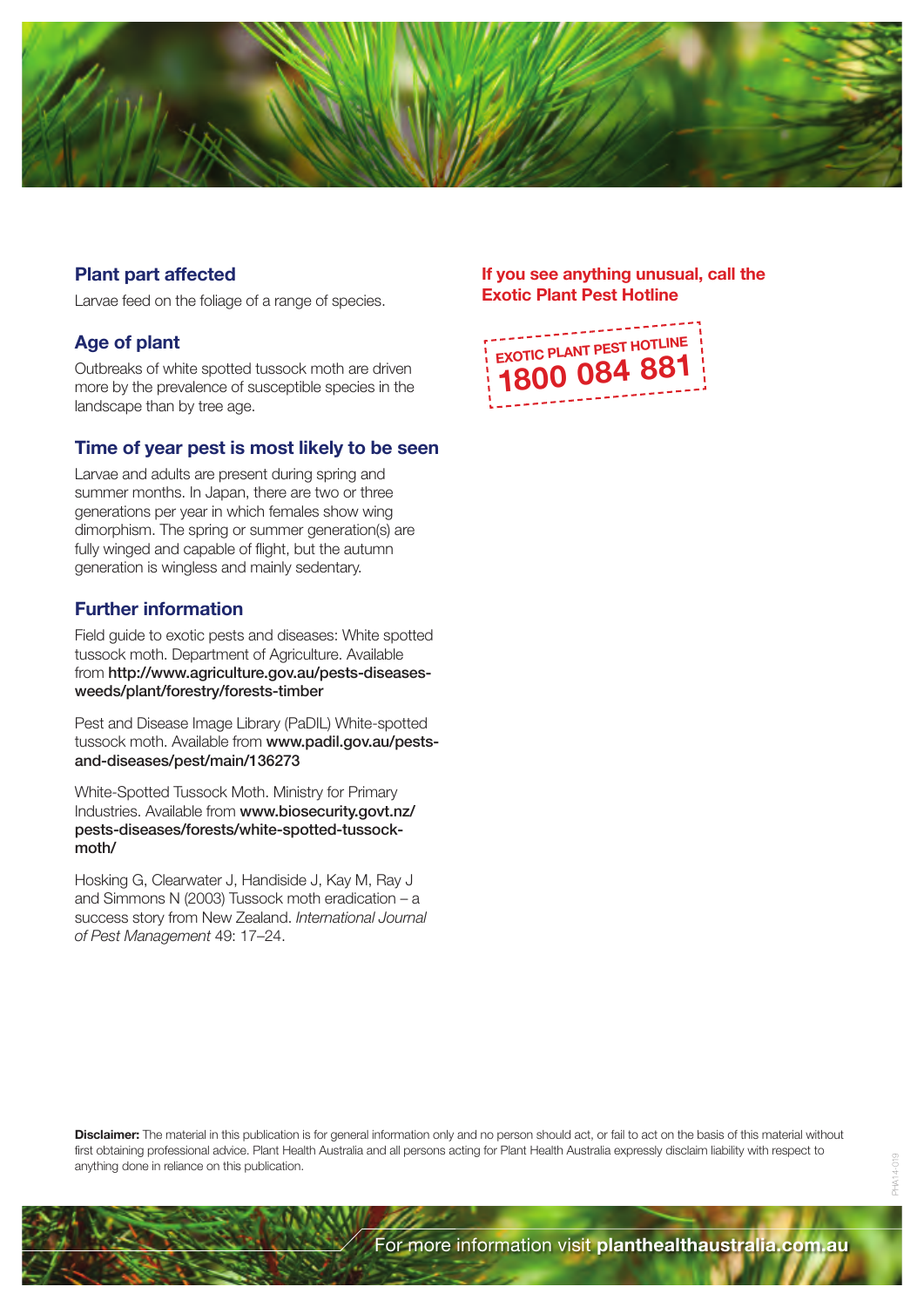## Plant part affected

Larvae feed on the foliage of a range of species.

## Age of plant

Outbreaks of white spotted tussock moth are driven more by the prevalence of susceptible species in the landscape than by tree age.

## Time of year pest is most likely to be seen

Larvae and adults are present during spring and summer months. In Japan, there are two or three generations per year in which females show wing dimorphism. The spring or summer generation(s) are fully winged and capable of flight, but the autumn generation is wingless and mainly sedentary.

## Further information

Field guide to exotic pests and diseases: White spotted tussock moth. Department of Agriculture. Available from **http://www.agriculture.gov.au/pests-diseases-weeds/plant/forestry/forests-timber**

Pest and Disease Image Library (PaDIL) White-spotted tussock moth. Available from **www.padil.gov.au/pests-and-diseases/pest/main/136273**

White-Spotted Tussock Moth. Ministry for Primary Industries. Available from **www.biosecurity.govt.nz/pests-diseases/forests/white-spotted-tussock-moth/**

Hosking G, Clearwater J, Handiside J, Kay M, Ray J and Simmons N (2003) Tussock moth eradication – a success story from New Zealand. *International Journal of Pest Management* 49: 17–24.

**If you see anything unusual, call the Exotic Plant Pest Hotline**

**EXOTIC PLANT PEST HOTLINE**
**1800 084 881**

**Disclaimer:** The material in this publication is for general information only and no person should act, or fail to act on the basis of this material without first obtaining professional advice. Plant Health Australia and all persons acting for Plant Health Australia expressly disclaim liability with respect to anything done in reliance on this publication.

For more information visit **planthealthaustralia.com.au**